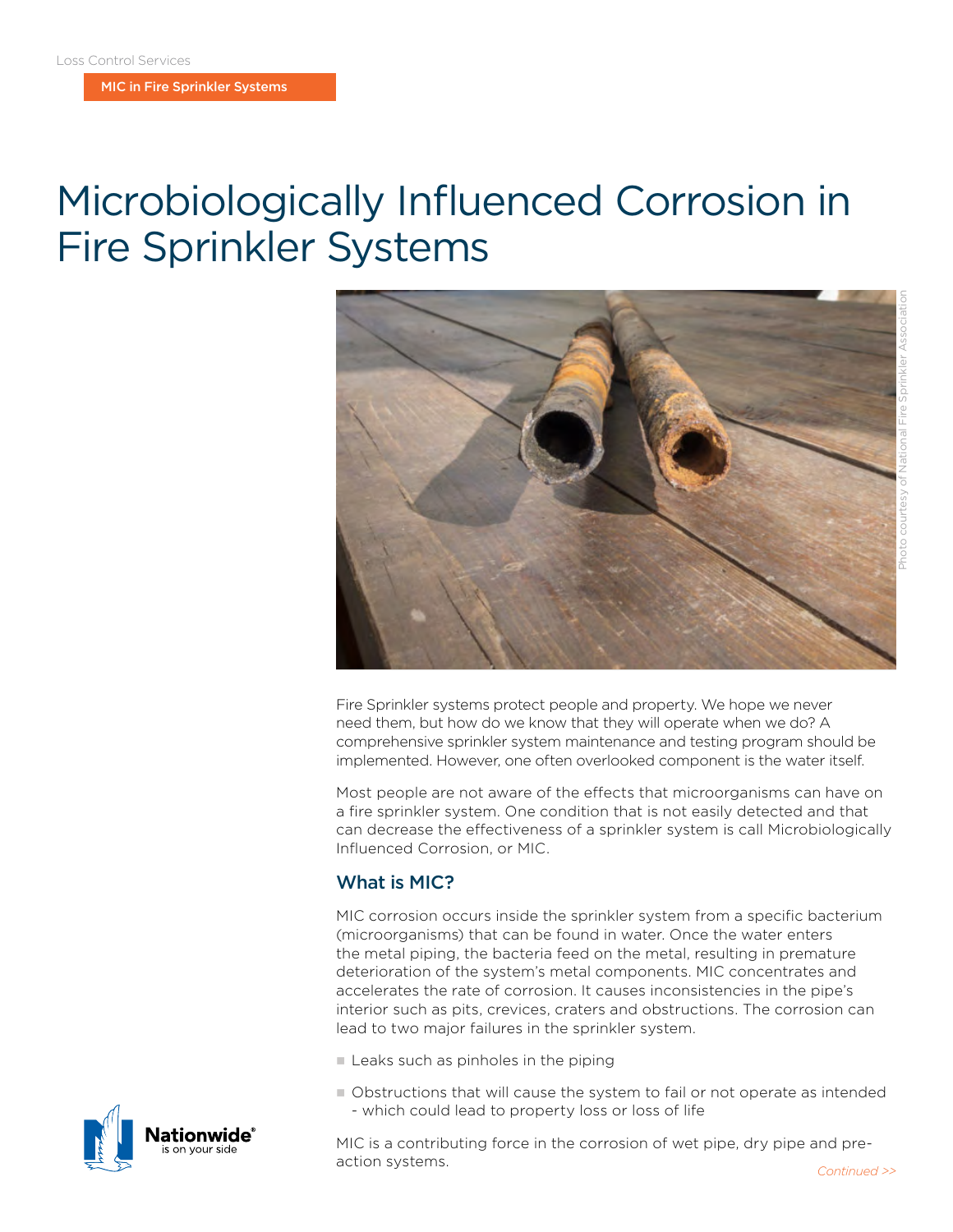Loss Control Services

MIC in Fire Sprinkler Systems

# Microbiologically Influenced Corrosion in Fire Sprinkler Systems

Photo courtesy of National Fire Sprinkler Association

Fire Sprinkler systems protect people and property. We hope we never need them, but how do we know that they will operate when we do? A comprehensive sprinkler system maintenance and testing program should be implemented. However, one often overlooked component is the water itself.

Most people are not aware of the effects that microorganisms can have on a fire sprinkler system. One condition that is not easily detected and that can decrease the effectiveness of a sprinkler system is call Microbiologically Influenced Corrosion, or MIC.

## What is MIC?

MIC corrosion occurs inside the sprinkler system from a specific bacterium (microorganisms) that can be found in water. Once the water enters the metal piping, the bacteria feed on the metal, resulting in premature deterioration of the system's metal components. MIC concentrates and accelerates the rate of corrosion. It causes inconsistencies in the pipe's interior such as pits, crevices, craters and obstructions. The corrosion can lead to two major failures in the sprinkler system.

- Leaks such as pinholes in the piping
- Obstructions that will cause the system to fail or not operate as intended - which could lead to property loss or loss of life

MIC is a contributing force in the corrosion of wet pipe, dry pipe and pre-action systems.

*Continued >>*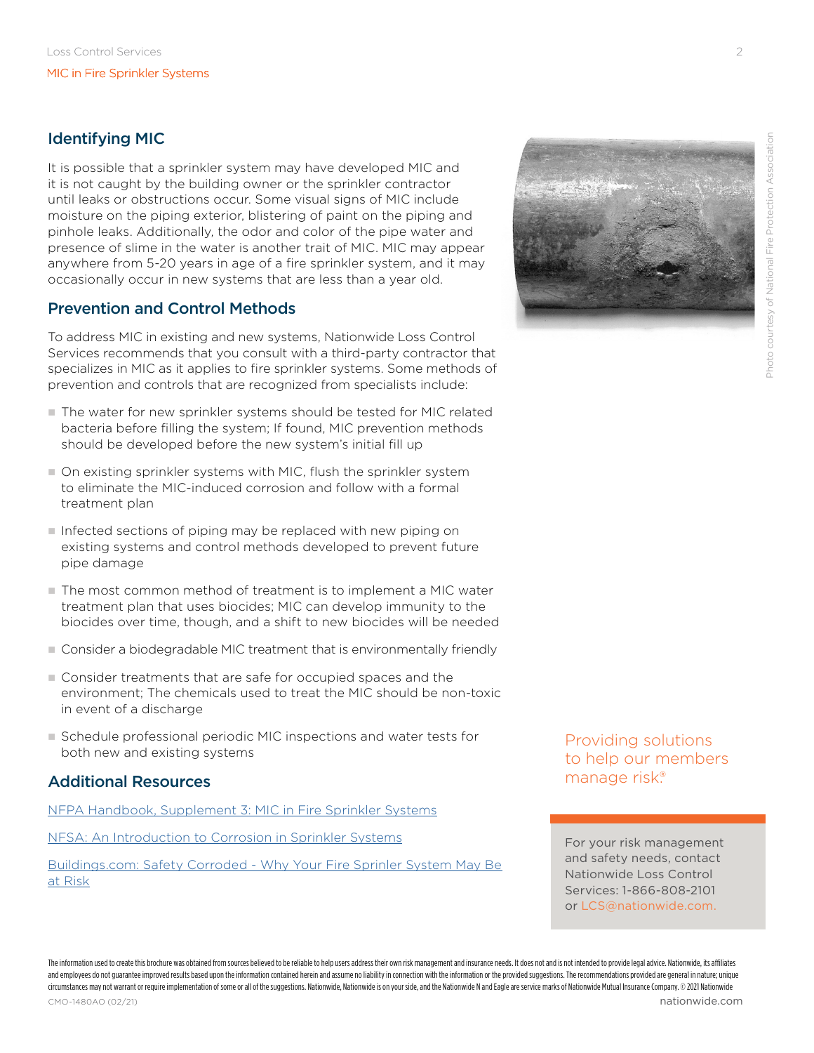## Identifying MIC

It is possible that a sprinkler system may have developed MIC and it is not caught by the building owner or the sprinkler contractor until leaks or obstructions occur. Some visual signs of MIC include moisture on the piping exterior, blistering of paint on the piping and pinhole leaks. Additionally, the odor and color of the pipe water and presence of slime in the water is another trait of MIC. MIC may appear anywhere from 5-20 years in age of a fire sprinkler system, and it may occasionally occur in new systems that are less than a year old.

Photo courtesy of National Fire Protection Association

## Prevention and Control Methods

To address MIC in existing and new systems, Nationwide Loss Control Services recommends that you consult with a third-party contractor that specializes in MIC as it applies to fire sprinkler systems. Some methods of prevention and controls that are recognized from specialists include:

- The water for new sprinkler systems should be tested for MIC related bacteria before filling the system; If found, MIC prevention methods should be developed before the new system's initial fill up
- On existing sprinkler systems with MIC, flush the sprinkler system to eliminate the MIC-induced corrosion and follow with a formal treatment plan
- Infected sections of piping may be replaced with new piping on existing systems and control methods developed to prevent future pipe damage
- The most common method of treatment is to implement a MIC water treatment plan that uses biocides; MIC can develop immunity to the biocides over time, though, and a shift to new biocides will be needed
- Consider a biodegradable MIC treatment that is environmentally friendly
- Consider treatments that are safe for occupied spaces and the environment; The chemicals used to treat the MIC should be non-toxic in event of a discharge
- Schedule professional periodic MIC inspections and water tests for both new and existing systems

## Additional Resources

[NFPA Handbook, Supplement 3: MIC in Fire Sprinkler Systems]

[NFSA: An Introduction to Corrosion in Sprinkler Systems]

[Buildings.com: Safety Corroded - Why Your Fire Sprinler System May Be at Risk]

Providing solutions to help our members manage risk.®

For your risk management and safety needs, contact Nationwide Loss Control Services: 1-866-808-2101 or LCS@nationwide.com.

The information used to create this brochure was obtained from sources believed to be reliable to help users address their own risk management and insurance needs. It does not and is not intended to provide legal advice. Nationwide, its affiliates and employees do not guarantee improved results based upon the information contained herein and assume no liability in connection with the information or the provided suggestions. The recommendations provided are general in nature; unique circumstances may not warrant or require implementation of some or all of the suggestions. Nationwide, Nationwide is on your side, and the Nationwide N and Eagle are service marks of Nationwide Mutual Insurance Company. © 2021 Nationwide

CMO-1480AO (02/21)

nationwide.com